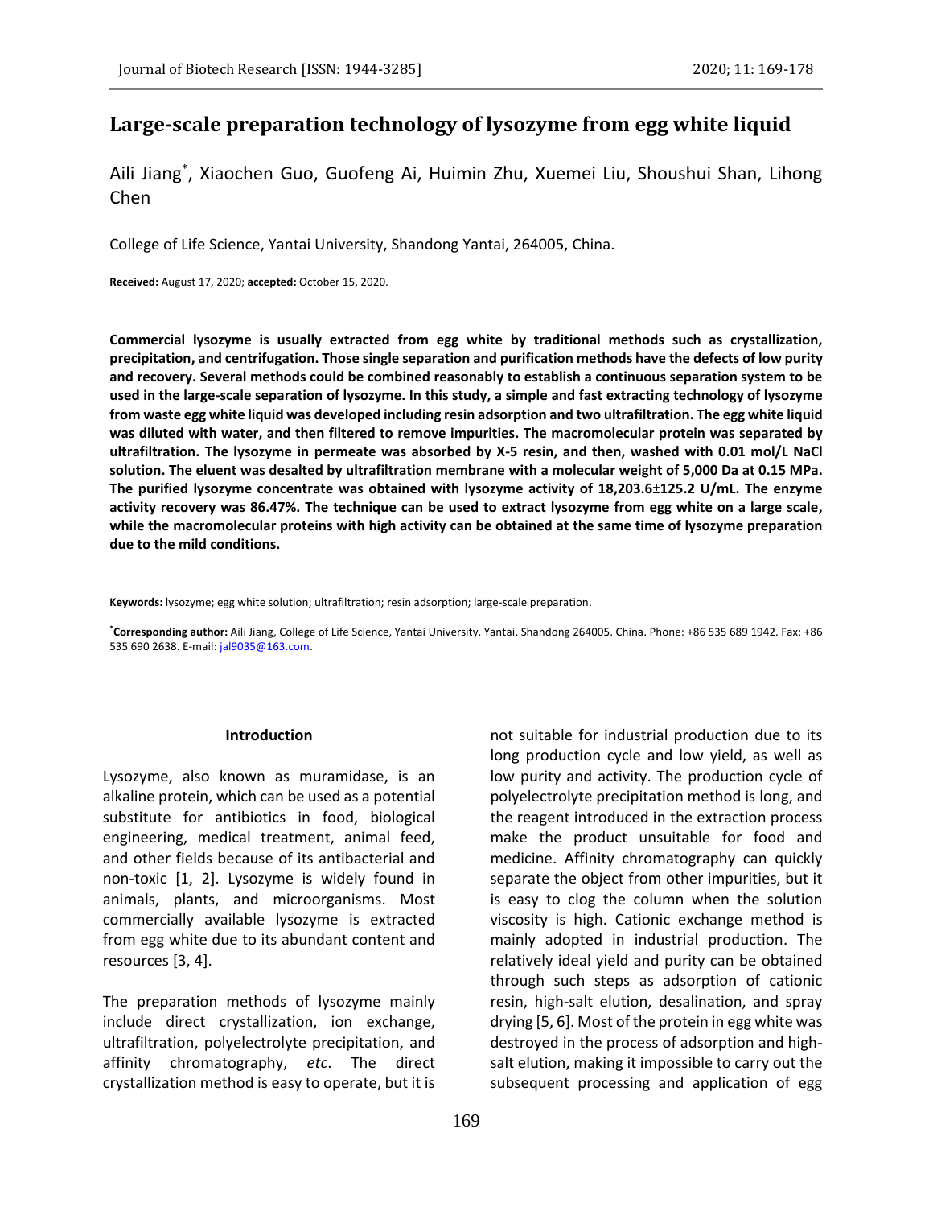# Large-scale preparation technology of lysozyme from egg white liquid

Aili Jiang*, Xiaochen Guo, Guofeng Ai, Huimin Zhu, Xuemei Liu, Shoushui Shan, Lihong Chen

College of Life Science, Yantai University, Shandong Yantai, 264005, China.

**Received:** August 17, 2020; **accepted:** October 15, 2020.

**Commercial lysozyme is usually extracted from egg white by traditional methods such as crystallization, precipitation, and centrifugation. Those single separation and purification methods have the defects of low purity and recovery. Several methods could be combined reasonably to establish a continuous separation system to be used in the large-scale separation of lysozyme. In this study, a simple and fast extracting technology of lysozyme from waste egg white liquid was developed including resin adsorption and two ultrafiltration. The egg white liquid was diluted with water, and then filtered to remove impurities. The macromolecular protein was separated by ultrafiltration. The lysozyme in permeate was absorbed by X-5 resin, and then, washed with 0.01 mol/L NaCl solution. The eluent was desalted by ultrafiltration membrane with a molecular weight of 5,000 Da at 0.15 MPa. The purified lysozyme concentrate was obtained with lysozyme activity of 18,203.6±125.2 U/mL. The enzyme activity recovery was 86.47%. The technique can be used to extract lysozyme from egg white on a large scale, while the macromolecular proteins with high activity can be obtained at the same time of lysozyme preparation due to the mild conditions.**

**Keywords:** lysozyme; egg white solution; ultrafiltration; resin adsorption; large-scale preparation.

***Corresponding author:** Aili Jiang, College of Life Science, Yantai University. Yantai, Shandong 264005. China. Phone: +86 535 689 1942. Fax: +86 535 690 2638. E-mail: jal9035@163.com.

## Introduction

Lysozyme, also known as muramidase, is an alkaline protein, which can be used as a potential substitute for antibiotics in food, biological engineering, medical treatment, animal feed, and other fields because of its antibacterial and non-toxic [1, 2]. Lysozyme is widely found in animals, plants, and microorganisms. Most commercially available lysozyme is extracted from egg white due to its abundant content and resources [3, 4].

The preparation methods of lysozyme mainly include direct crystallization, ion exchange, ultrafiltration, polyelectrolyte precipitation, and affinity chromatography, *etc*. The direct crystallization method is easy to operate, but it is not suitable for industrial production due to its long production cycle and low yield, as well as low purity and activity. The production cycle of polyelectrolyte precipitation method is long, and the reagent introduced in the extraction process make the product unsuitable for food and medicine. Affinity chromatography can quickly separate the object from other impurities, but it is easy to clog the column when the solution viscosity is high. Cationic exchange method is mainly adopted in industrial production. The relatively ideal yield and purity can be obtained through such steps as adsorption of cationic resin, high-salt elution, desalination, and spray drying [5, 6]. Most of the protein in egg white was destroyed in the process of adsorption and high-salt elution, making it impossible to carry out the subsequent processing and application of egg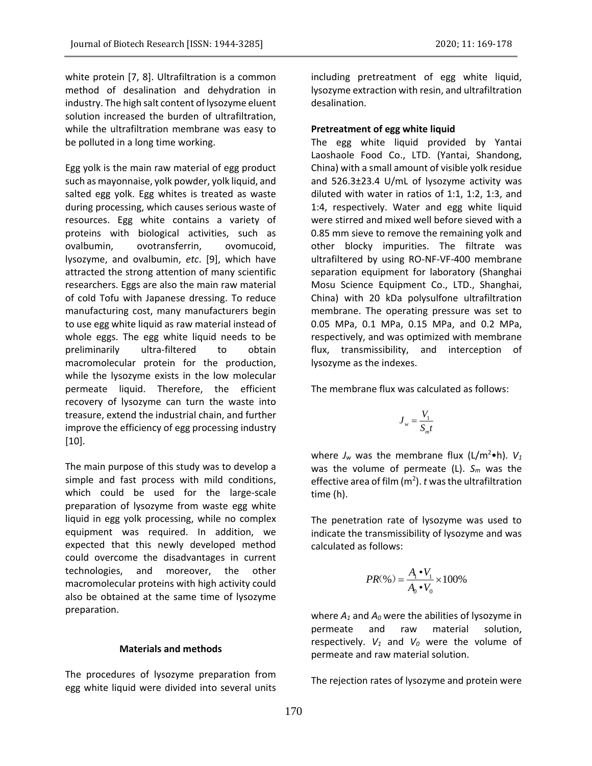white protein [7, 8]. Ultrafiltration is a common method of desalination and dehydration in industry. The high salt content of lysozyme eluent solution increased the burden of ultrafiltration, while the ultrafiltration membrane was easy to be polluted in a long time working.

Egg yolk is the main raw material of egg product such as mayonnaise, yolk powder, yolk liquid, and salted egg yolk. Egg whites is treated as waste during processing, which causes serious waste of resources. Egg white contains a variety of proteins with biological activities, such as ovalbumin, ovotransferrin, ovomucoid, lysozyme, and ovalbumin, *etc*. [9], which have attracted the strong attention of many scientific researchers. Eggs are also the main raw material of cold Tofu with Japanese dressing. To reduce manufacturing cost, many manufacturers begin to use egg white liquid as raw material instead of whole eggs. The egg white liquid needs to be preliminarily ultra-filtered to obtain macromolecular protein for the production, while the lysozyme exists in the low molecular permeate liquid. Therefore, the efficient recovery of lysozyme can turn the waste into treasure, extend the industrial chain, and further improve the efficiency of egg processing industry [10].

The main purpose of this study was to develop a simple and fast process with mild conditions, which could be used for the large-scale preparation of lysozyme from waste egg white liquid in egg yolk processing, while no complex equipment was required. In addition, we expected that this newly developed method could overcome the disadvantages in current technologies, and moreover, the other macromolecular proteins with high activity could also be obtained at the same time of lysozyme preparation.

## Materials and methods

The procedures of lysozyme preparation from egg white liquid were divided into several units including pretreatment of egg white liquid, lysozyme extraction with resin, and ultrafiltration desalination.

### Pretreatment of egg white liquid

The egg white liquid provided by Yantai Laoshaole Food Co., LTD. (Yantai, Shandong, China) with a small amount of visible yolk residue and 526.3±23.4 U/mL of lysozyme activity was diluted with water in ratios of 1:1, 1:2, 1:3, and 1:4, respectively. Water and egg white liquid were stirred and mixed well before sieved with a 0.85 mm sieve to remove the remaining yolk and other blocky impurities. The filtrate was ultrafiltered by using RO-NF-VF-400 membrane separation equipment for laboratory (Shanghai Mosu Science Equipment Co., LTD., Shanghai, China) with 20 kDa polysulfone ultrafiltration membrane. The operating pressure was set to 0.05 MPa, 0.1 MPa, 0.15 MPa, and 0.2 MPa, respectively, and was optimized with membrane flux, transmissibility, and interception of lysozyme as the indexes.

The membrane flux was calculated as follows:

$$J_w = \frac{V_1}{S_m t}$$

where $J_w$ was the membrane flux (L/m$^2$•h). $V_1$ was the volume of permeate (L). $S_m$ was the effective area of film (m$^2$). $t$ was the ultrafiltration time (h).

The penetration rate of lysozyme was used to indicate the transmissibility of lysozyme and was calculated as follows:

$$PR(\%) = \frac{A_1 \bullet V_1}{A_0 \bullet V_0} \times 100\%$$

where $A_1$ and $A_0$ were the abilities of lysozyme in permeate and raw material solution, respectively. $V_1$ and $V_0$ were the volume of permeate and raw material solution.

The rejection rates of lysozyme and protein were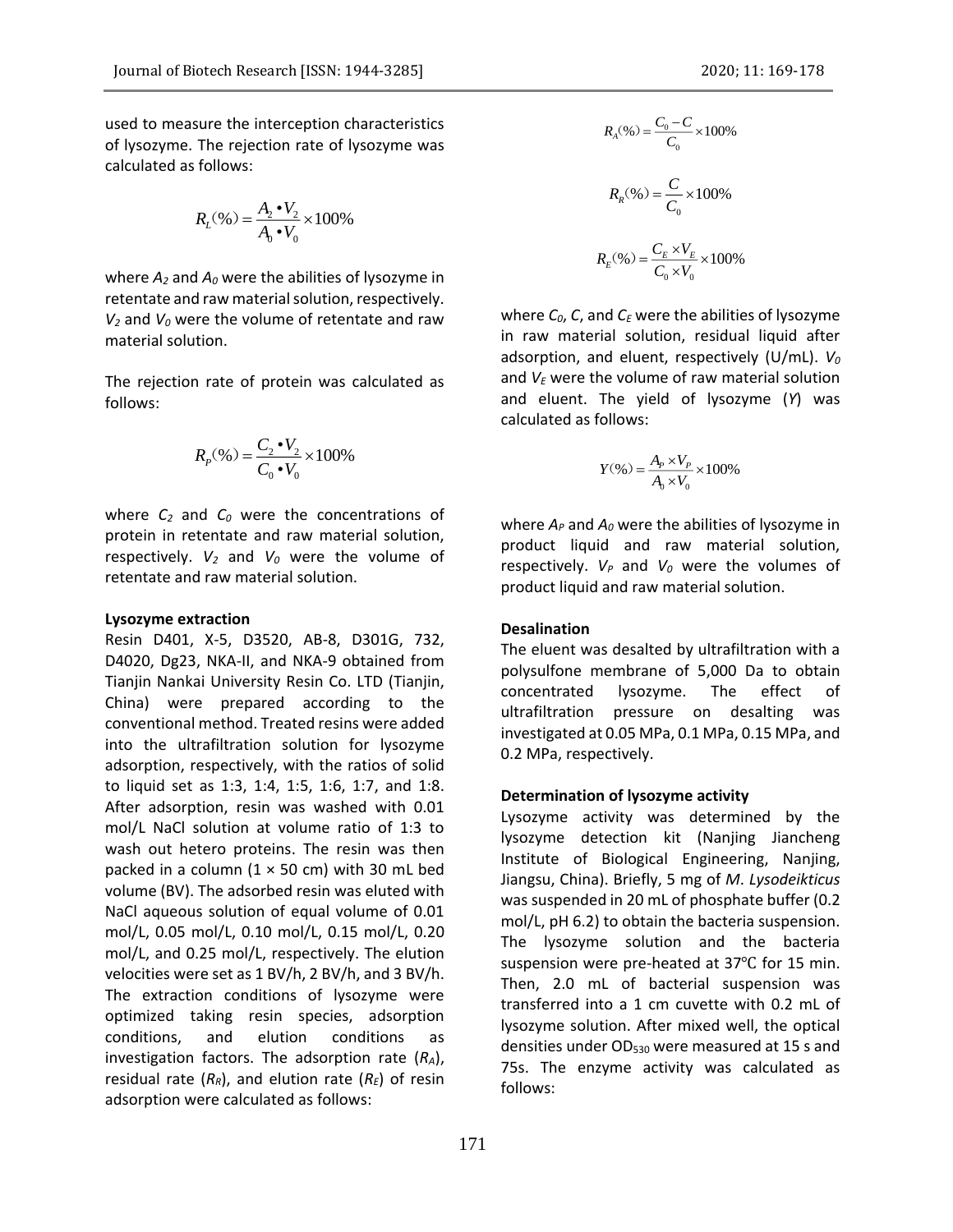used to measure the interception characteristics of lysozyme. The rejection rate of lysozyme was calculated as follows:

$$R_L(\%) = \frac{A_2 \cdot V_2}{A_0 \cdot V_0} \times 100\%$$

where $A_2$ and $A_0$ were the abilities of lysozyme in retentate and raw material solution, respectively. $V_2$ and $V_0$ were the volume of retentate and raw material solution.

The rejection rate of protein was calculated as follows:

$$R_P(\%) = \frac{C_2 \cdot V_2}{C_0 \cdot V_0} \times 100\%$$

where $C_2$ and $C_0$ were the concentrations of protein in retentate and raw material solution, respectively. $V_2$ and $V_0$ were the volume of retentate and raw material solution.

**Lysozyme extraction**

Resin D401, X-5, D3520, AB-8, D301G, 732, D4020, Dg23, NKA-II, and NKA-9 obtained from Tianjin Nankai University Resin Co. LTD (Tianjin, China) were prepared according to the conventional method. Treated resins were added into the ultrafiltration solution for lysozyme adsorption, respectively, with the ratios of solid to liquid set as 1:3, 1:4, 1:5, 1:6, 1:7, and 1:8. After adsorption, resin was washed with 0.01 mol/L NaCl solution at volume ratio of 1:3 to wash out hetero proteins. The resin was then packed in a column (1 × 50 cm) with 30 mL bed volume (BV). The adsorbed resin was eluted with NaCl aqueous solution of equal volume of 0.01 mol/L, 0.05 mol/L, 0.10 mol/L, 0.15 mol/L, 0.20 mol/L, and 0.25 mol/L, respectively. The elution velocities were set as 1 BV/h, 2 BV/h, and 3 BV/h. The extraction conditions of lysozyme were optimized taking resin species, adsorption conditions, and elution conditions as investigation factors. The adsorption rate ($R_A$), residual rate ($R_R$), and elution rate ($R_E$) of resin adsorption were calculated as follows:

$$R_A(\%) = \frac{C_0 - C}{C_0} \times 100\%$$

$$R_R(\%) = \frac{C}{C_0} \times 100\%$$

$$R_E(\%) = \frac{C_E \times V_E}{C_0 \times V_0} \times 100\%$$

where $C_0$, $C$, and $C_E$ were the abilities of lysozyme in raw material solution, residual liquid after adsorption, and eluent, respectively (U/mL). $V_0$ and $V_E$ were the volume of raw material solution and eluent. The yield of lysozyme ($Y$) was calculated as follows:

$$Y(\%) = \frac{A_P \times V_P}{A_0 \times V_0} \times 100\%$$

where $A_P$ and $A_0$ were the abilities of lysozyme in product liquid and raw material solution, respectively. $V_P$ and $V_0$ were the volumes of product liquid and raw material solution.

**Desalination**

The eluent was desalted by ultrafiltration with a polysulfone membrane of 5,000 Da to obtain concentrated lysozyme. The effect of ultrafiltration pressure on desalting was investigated at 0.05 MPa, 0.1 MPa, 0.15 MPa, and 0.2 MPa, respectively.

**Determination of lysozyme activity**

Lysozyme activity was determined by the lysozyme detection kit (Nanjing Jiancheng Institute of Biological Engineering, Nanjing, Jiangsu, China). Briefly, 5 mg of *M. Lysodeikticus* was suspended in 20 mL of phosphate buffer (0.2 mol/L, pH 6.2) to obtain the bacteria suspension. The lysozyme solution and the bacteria suspension were pre-heated at 37℃ for 15 min. Then, 2.0 mL of bacterial suspension was transferred into a 1 cm cuvette with 0.2 mL of lysozyme solution. After mixed well, the optical densities under $OD_{530}$ were measured at 15 s and 75s. The enzyme activity was calculated as follows: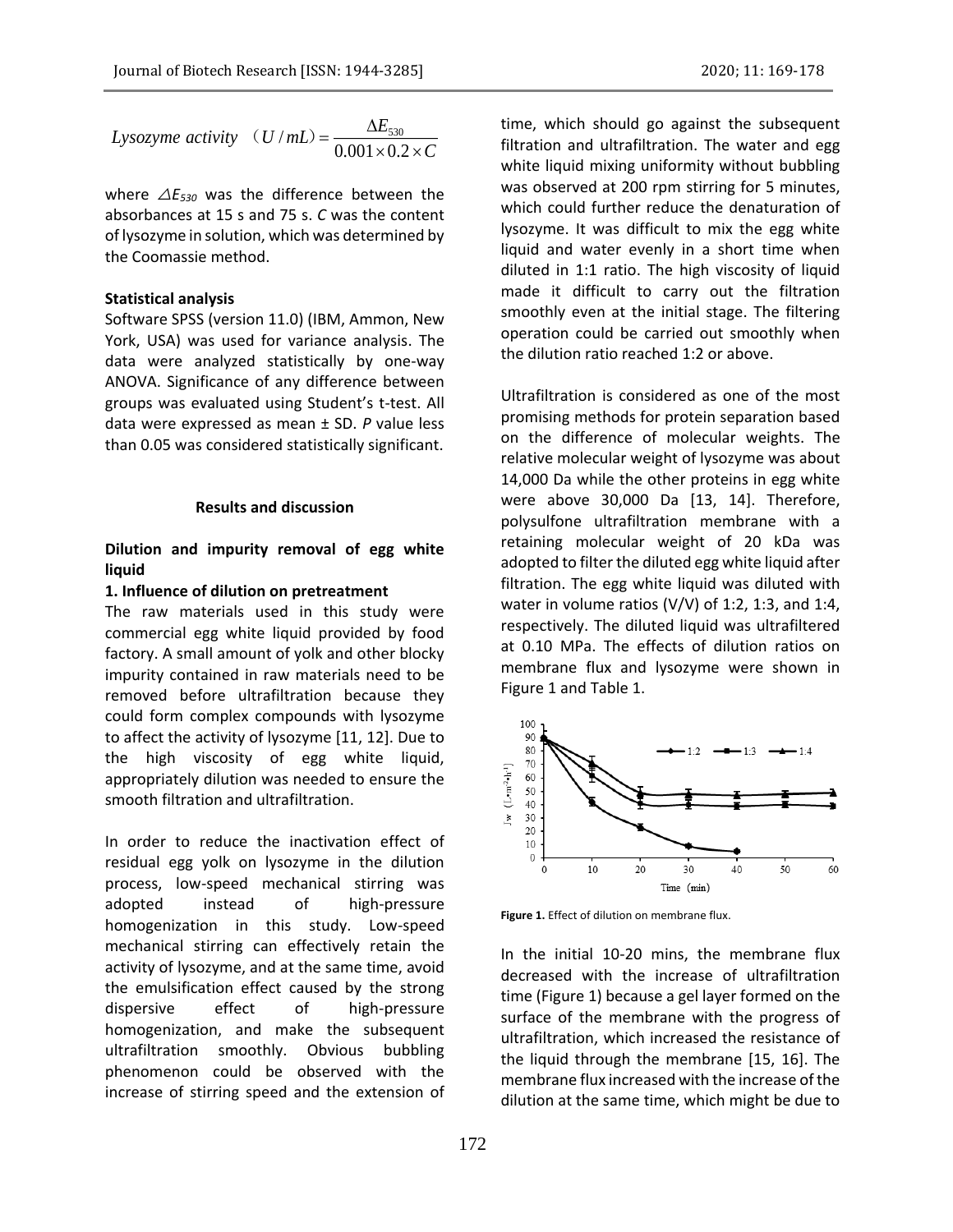$$Lysozyme\ activity\ \ (U/mL) = \frac{\Delta E_{530}}{0.001 \times 0.2 \times C}$$

where $\triangle E_{530}$ was the difference between the absorbances at 15 s and 75 s. *C* was the content of lysozyme in solution, which was determined by the Coomassie method.

**Statistical analysis**

Software SPSS (version 11.0) (IBM, Ammon, New York, USA) was used for variance analysis. The data were analyzed statistically by one-way ANOVA. Significance of any difference between groups was evaluated using Student's t-test. All data were expressed as mean ± SD. *P* value less than 0.05 was considered statistically significant.

## Results and discussion

### Dilution and impurity removal of egg white liquid

**1. Influence of dilution on pretreatment**

The raw materials used in this study were commercial egg white liquid provided by food factory. A small amount of yolk and other blocky impurity contained in raw materials need to be removed before ultrafiltration because they could form complex compounds with lysozyme to affect the activity of lysozyme [11, 12]. Due to the high viscosity of egg white liquid, appropriately dilution was needed to ensure the smooth filtration and ultrafiltration.

In order to reduce the inactivation effect of residual egg yolk on lysozyme in the dilution process, low-speed mechanical stirring was adopted instead of high-pressure homogenization in this study. Low-speed mechanical stirring can effectively retain the activity of lysozyme, and at the same time, avoid the emulsification effect caused by the strong dispersive effect of high-pressure homogenization, and make the subsequent ultrafiltration smoothly. Obvious bubbling phenomenon could be observed with the increase of stirring speed and the extension of time, which should go against the subsequent filtration and ultrafiltration. The water and egg white liquid mixing uniformity without bubbling was observed at 200 rpm stirring for 5 minutes, which could further reduce the denaturation of lysozyme. It was difficult to mix the egg white liquid and water evenly in a short time when diluted in 1:1 ratio. The high viscosity of liquid made it difficult to carry out the filtration smoothly even at the initial stage. The filtering operation could be carried out smoothly when the dilution ratio reached 1:2 or above.

Ultrafiltration is considered as one of the most promising methods for protein separation based on the difference of molecular weights. The relative molecular weight of lysozyme was about 14,000 Da while the other proteins in egg white were above 30,000 Da [13, 14]. Therefore, polysulfone ultrafiltration membrane with a retaining molecular weight of 20 kDa was adopted to filter the diluted egg white liquid after filtration. The egg white liquid was diluted with water in volume ratios (V/V) of 1:2, 1:3, and 1:4, respectively. The diluted liquid was ultrafiltered at 0.10 MPa. The effects of dilution ratios on membrane flux and lysozyme were shown in Figure 1 and Table 1.

1:2
1:3
1:4
Jw (L•m⁻²•h⁻¹)
Time (min)
0 10 20 30 40 50 60
0 10 20 30 40 50 60 70 80 90 100

**Figure 1.** Effect of dilution on membrane flux.

In the initial 10-20 mins, the membrane flux decreased with the increase of ultrafiltration time (Figure 1) because a gel layer formed on the surface of the membrane with the progress of ultrafiltration, which increased the resistance of the liquid through the membrane [15, 16]. The membrane flux increased with the increase of the dilution at the same time, which might be due to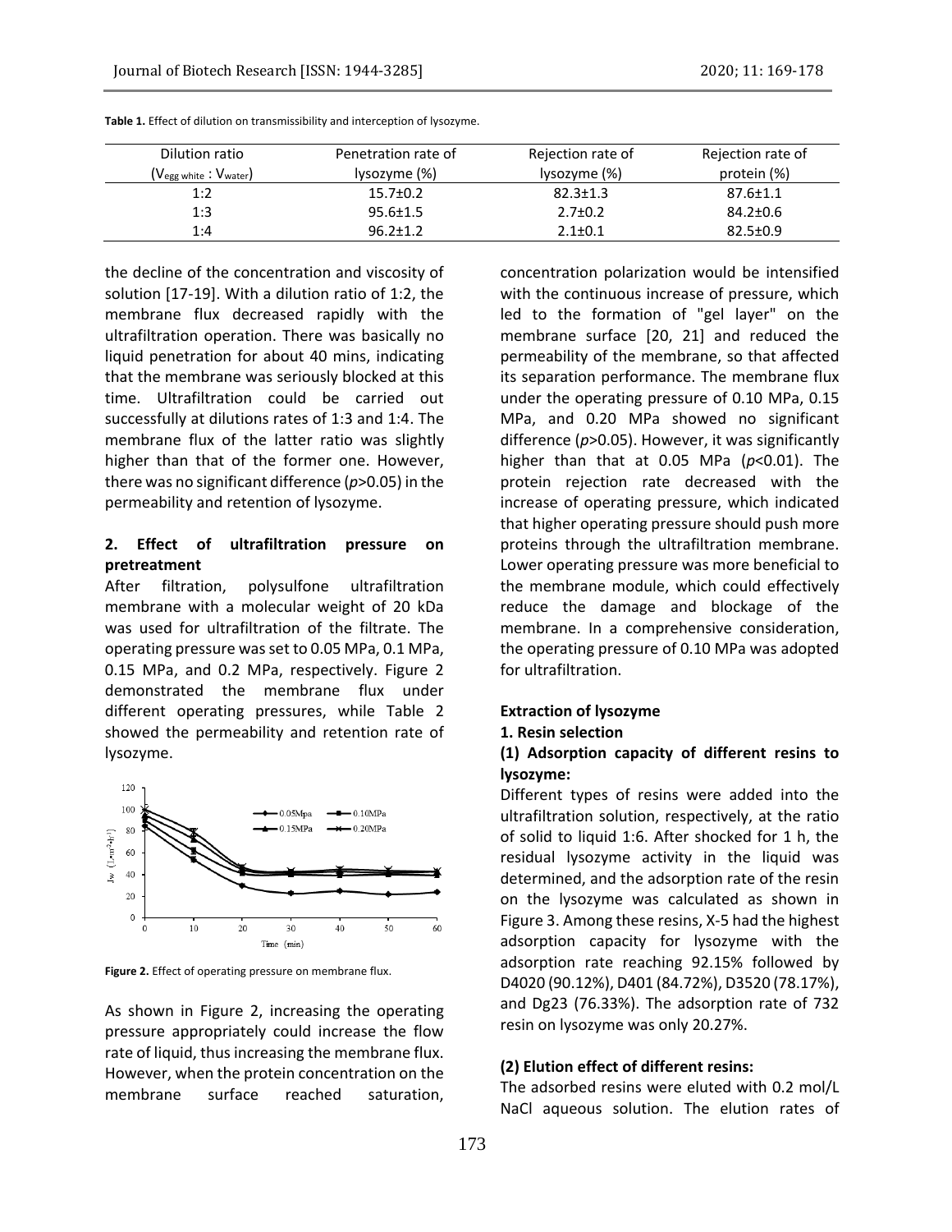**Table 1.** Effect of dilution on transmissibility and interception of lysozyme.

| Dilution ratio ($V_{egg\ white}$ : $V_{water}$) | Penetration rate of lysozyme (%) | Rejection rate of lysozyme (%) | Rejection rate of protein (%) |
|---|---|---|---|
| 1:2 | 15.7±0.2 | 82.3±1.3 | 87.6±1.1 |
| 1:3 | 95.6±1.5 | 2.7±0.2 | 84.2±0.6 |
| 1:4 | 96.2±1.2 | 2.1±0.1 | 82.5±0.9 |

the decline of the concentration and viscosity of solution [17-19]. With a dilution ratio of 1:2, the membrane flux decreased rapidly with the ultrafiltration operation. There was basically no liquid penetration for about 40 mins, indicating that the membrane was seriously blocked at this time. Ultrafiltration could be carried out successfully at dilutions rates of 1:3 and 1:4. The membrane flux of the latter ratio was slightly higher than that of the former one. However, there was no significant difference ($p$>0.05) in the permeability and retention of lysozyme.

### 2. Effect of ultrafiltration pressure on pretreatment

After filtration, polysulfone ultrafiltration membrane with a molecular weight of 20 kDa was used for ultrafiltration of the filtrate. The operating pressure was set to 0.05 MPa, 0.1 MPa, 0.15 MPa, and 0.2 MPa, respectively. Figure 2 demonstrated the membrane flux under different operating pressures, while Table 2 showed the permeability and retention rate of lysozyme.

120
100
80
60
40
20
0
Jw (L·m⁻²·h⁻¹)
0 10 20 30 40 50 60
Time (min)
0.05Mpa
0.10MPa
0.15MPa
0.20MPa

**Figure 2.** Effect of operating pressure on membrane flux.

As shown in Figure 2, increasing the operating pressure appropriately could increase the flow rate of liquid, thus increasing the membrane flux. However, when the protein concentration on the membrane surface reached saturation, concentration polarization would be intensified with the continuous increase of pressure, which led to the formation of "gel layer" on the membrane surface [20, 21] and reduced the permeability of the membrane, so that affected its separation performance. The membrane flux under the operating pressure of 0.10 MPa, 0.15 MPa, and 0.20 MPa showed no significant difference ($p$>0.05). However, it was significantly higher than that at 0.05 MPa ($p$<0.01). The protein rejection rate decreased with the increase of operating pressure, which indicated that higher operating pressure should push more proteins through the ultrafiltration membrane. Lower operating pressure was more beneficial to the membrane module, which could effectively reduce the damage and blockage of the membrane. In a comprehensive consideration, the operating pressure of 0.10 MPa was adopted for ultrafiltration.

## Extraction of lysozyme

### 1. Resin selection

#### (1) Adsorption capacity of different resins to lysozyme:

Different types of resins were added into the ultrafiltration solution, respectively, at the ratio of solid to liquid 1:6. After shocked for 1 h, the residual lysozyme activity in the liquid was determined, and the adsorption rate of the resin on the lysozyme was calculated as shown in Figure 3. Among these resins, X-5 had the highest adsorption capacity for lysozyme with the adsorption rate reaching 92.15% followed by D4020 (90.12%), D401 (84.72%), D3520 (78.17%), and Dg23 (76.33%). The adsorption rate of 732 resin on lysozyme was only 20.27%.

#### (2) Elution effect of different resins:

The adsorbed resins were eluted with 0.2 mol/L NaCl aqueous solution. The elution rates of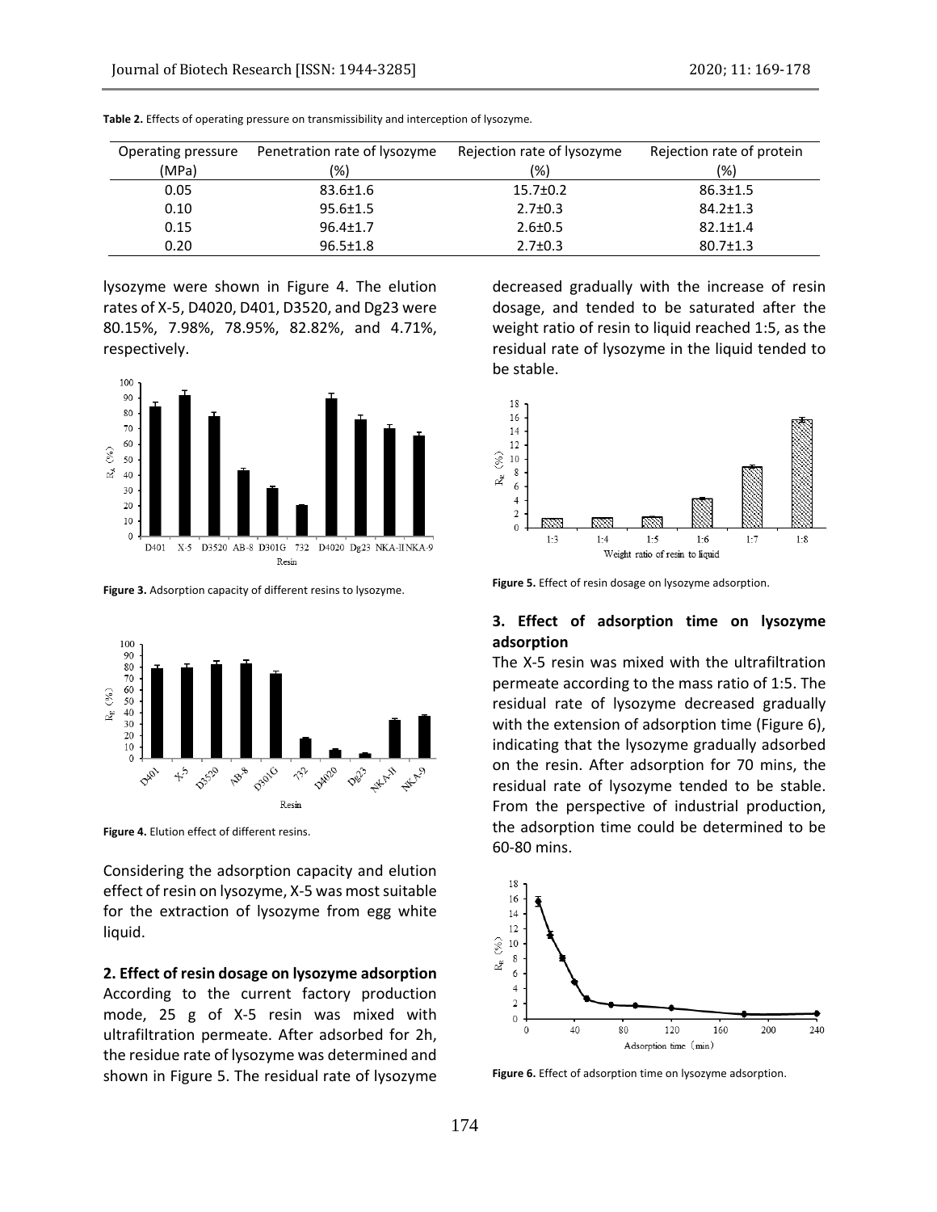**Table 2.** Effects of operating pressure on transmissibility and interception of lysozyme.

| Operating pressure (MPa) | Penetration rate of lysozyme (%) | Rejection rate of lysozyme (%) | Rejection rate of protein (%) |
|---|---|---|---|
| 0.05 | 83.6±1.6 | 15.7±0.2 | 86.3±1.5 |
| 0.10 | 95.6±1.5 | 2.7±0.3 | 84.2±1.3 |
| 0.15 | 96.4±1.7 | 2.6±0.5 | 82.1±1.4 |
| 0.20 | 96.5±1.8 | 2.7±0.3 | 80.7±1.3 |

lysozyme were shown in Figure 4. The elution rates of X-5, D4020, D401, D3520, and Dg23 were 80.15%, 7.98%, 78.95%, 82.82%, and 4.71%, respectively.

$R_A$ (%)
100
90
80
70
60
50
40
30
20
10
0
D401 X-5 D3520 AB-8 D301G 732 D4020 Dg23 NKA-II NKA-9
Resin

**Figure 3.** Adsorption capacity of different resins to lysozyme.

$R_E$ (%)
100
90
80
70
60
50
40
30
20
10
0
D401 X-5 D3520 AB-8 D301G 732 D4020 Dg23 NKA-II NKA-9
Resin

**Figure 4.** Elution effect of different resins.

Considering the adsorption capacity and elution effect of resin on lysozyme, X-5 was most suitable for the extraction of lysozyme from egg white liquid.

**2. Effect of resin dosage on lysozyme adsorption**

According to the current factory production mode, 25 g of X-5 resin was mixed with ultrafiltration permeate. After adsorbed for 2h, the residue rate of lysozyme was determined and shown in Figure 5. The residual rate of lysozyme decreased gradually with the increase of resin dosage, and tended to be saturated after the weight ratio of resin to liquid reached 1:5, as the residual rate of lysozyme in the liquid tended to be stable.

$R_E$ (%)
18
16
14
12
10
8
6
4
2
0
1:3 1:4 1:5 1:6 1:7 1:8
Weight ratio of resin to liquid

**Figure 5.** Effect of resin dosage on lysozyme adsorption.

### 3. Effect of adsorption time on lysozyme adsorption

The X-5 resin was mixed with the ultrafiltration permeate according to the mass ratio of 1:5. The residual rate of lysozyme decreased gradually with the extension of adsorption time (Figure 6), indicating that the lysozyme gradually adsorbed on the resin. After adsorption for 70 mins, the residual rate of lysozyme tended to be stable. From the perspective of industrial production, the adsorption time could be determined to be 60-80 mins.

$R_E$ (%)
18
16
14
12
10
8
6
4
2
0
0 40 80 120 160 200 240
Adsorption time (min)

**Figure 6.** Effect of adsorption time on lysozyme adsorption.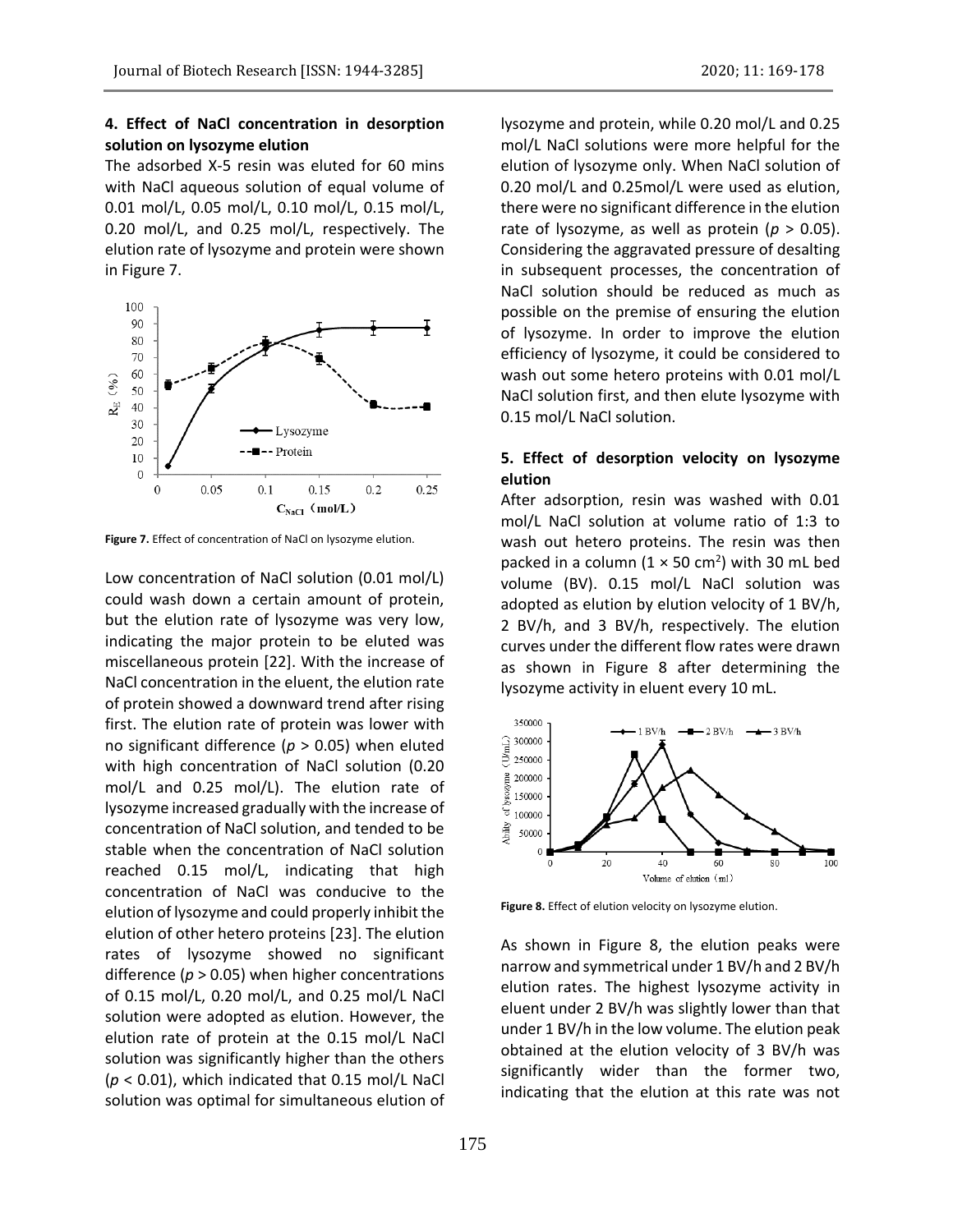### 4. Effect of NaCl concentration in desorption solution on lysozyme elution

The adsorbed X-5 resin was eluted for 60 mins with NaCl aqueous solution of equal volume of 0.01 mol/L, 0.05 mol/L, 0.10 mol/L, 0.15 mol/L, 0.20 mol/L, and 0.25 mol/L, respectively. The elution rate of lysozyme and protein were shown in Figure 7.

100
90
80
70
60
50
40
30
20
10
0
$R_E$ (%)
0 0.05 0.1 0.15 0.2 0.25
$C_{NaCl}$ (mol/L)
Lysozyme
Protein

**Figure 7.** Effect of concentration of NaCl on lysozyme elution.

Low concentration of NaCl solution (0.01 mol/L) could wash down a certain amount of protein, but the elution rate of lysozyme was very low, indicating the major protein to be eluted was miscellaneous protein [22]. With the increase of NaCl concentration in the eluent, the elution rate of protein showed a downward trend after rising first. The elution rate of protein was lower with no significant difference ($p > 0.05$) when eluted with high concentration of NaCl solution (0.20 mol/L and 0.25 mol/L). The elution rate of lysozyme increased gradually with the increase of concentration of NaCl solution, and tended to be stable when the concentration of NaCl solution reached 0.15 mol/L, indicating that high concentration of NaCl was conducive to the elution of lysozyme and could properly inhibit the elution of other hetero proteins [23]. The elution rates of lysozyme showed no significant difference ($p > 0.05$) when higher concentrations of 0.15 mol/L, 0.20 mol/L, and 0.25 mol/L NaCl solution were adopted as elution. However, the elution rate of protein at the 0.15 mol/L NaCl solution was significantly higher than the others ($p < 0.01$), which indicated that 0.15 mol/L NaCl solution was optimal for simultaneous elution of lysozyme and protein, while 0.20 mol/L and 0.25 mol/L NaCl solutions were more helpful for the elution of lysozyme only. When NaCl solution of 0.20 mol/L and 0.25mol/L were used as elution, there were no significant difference in the elution rate of lysozyme, as well as protein ($p > 0.05$). Considering the aggravated pressure of desalting in subsequent processes, the concentration of NaCl solution should be reduced as much as possible on the premise of ensuring the elution of lysozyme. In order to improve the elution efficiency of lysozyme, it could be considered to wash out some hetero proteins with 0.01 mol/L NaCl solution first, and then elute lysozyme with 0.15 mol/L NaCl solution.

### 5. Effect of desorption velocity on lysozyme elution

After adsorption, resin was washed with 0.01 mol/L NaCl solution at volume ratio of 1:3 to wash out hetero proteins. The resin was then packed in a column ($1 \times 50$ cm$^2$) with 30 mL bed volume (BV). 0.15 mol/L NaCl solution was adopted as elution by elution velocity of 1 BV/h, 2 BV/h, and 3 BV/h, respectively. The elution curves under the different flow rates were drawn as shown in Figure 8 after determining the lysozyme activity in eluent every 10 mL.

350000
300000
250000
200000
150000
100000
50000
0
Ability of lysozyme (U/mL)
0 20 40 60 80 100
Volume of elution (ml)
1 BV/h
2 BV/h
3 BV/h

**Figure 8.** Effect of elution velocity on lysozyme elution.

As shown in Figure 8, the elution peaks were narrow and symmetrical under 1 BV/h and 2 BV/h elution rates. The highest lysozyme activity in eluent under 2 BV/h was slightly lower than that under 1 BV/h in the low volume. The elution peak obtained at the elution velocity of 3 BV/h was significantly wider than the former two, indicating that the elution at this rate was not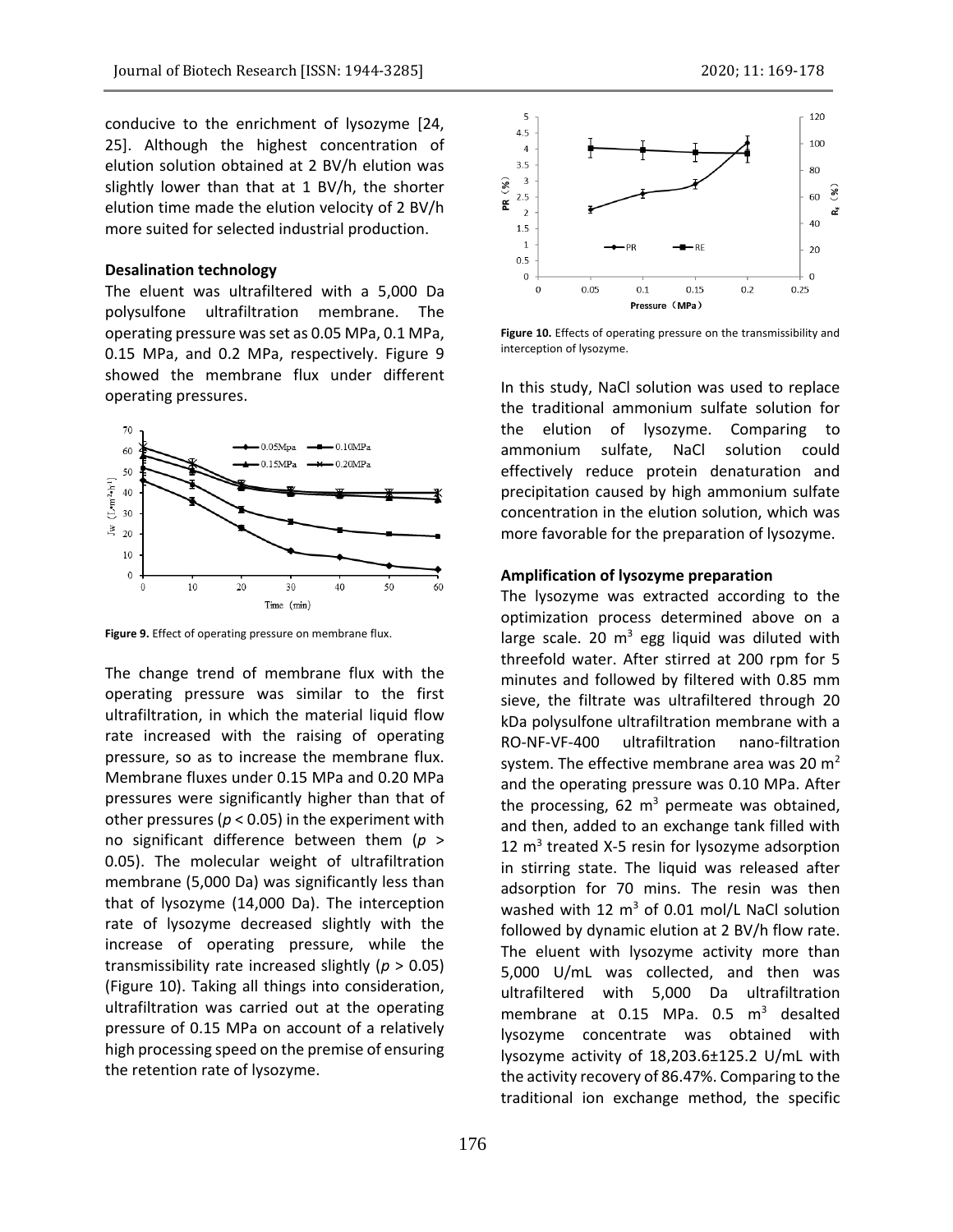conducive to the enrichment of lysozyme [24, 25]. Although the highest concentration of elution solution obtained at 2 BV/h elution was slightly lower than that at 1 BV/h, the shorter elution time made the elution velocity of 2 BV/h more suited for selected industrial production.

**Desalination technology**

The eluent was ultrafiltered with a 5,000 Da polysulfone ultrafiltration membrane. The operating pressure was set as 0.05 MPa, 0.1 MPa, 0.15 MPa, and 0.2 MPa, respectively. Figure 9 showed the membrane flux under different operating pressures.

0.05Mpa
0.10MPa
0.15MPa
0.20MPa
Jw (L·m⁻²·h⁻¹)
0
10
20
30
40
50
60
70
0
10
20
30
40
50
60
Time (min)

**Figure 9.** Effect of operating pressure on membrane flux.

The change trend of membrane flux with the operating pressure was similar to the first ultrafiltration, in which the material liquid flow rate increased with the raising of operating pressure, so as to increase the membrane flux. Membrane fluxes under 0.15 MPa and 0.20 MPa pressures were significantly higher than that of other pressures ($p < 0.05$) in the experiment with no significant difference between them ($p > 0.05$). The molecular weight of ultrafiltration membrane (5,000 Da) was significantly less than that of lysozyme (14,000 Da). The interception rate of lysozyme decreased slightly with the increase of operating pressure, while the transmissibility rate increased slightly ($p > 0.05$) (Figure 10). Taking all things into consideration, ultrafiltration was carried out at the operating pressure of 0.15 MPa on account of a relatively high processing speed on the premise of ensuring the retention rate of lysozyme.

PR（%）
$R_E$（%）
PR
RE
0
0.5
1
1.5
2
2.5
3
3.5
4
4.5
5
0
20
40
60
80
100
120
0
0.05
0.1
0.15
0.2
0.25
Pressure（MPa）

**Figure 10.** Effects of operating pressure on the transmissibility and interception of lysozyme.

In this study, NaCl solution was used to replace the traditional ammonium sulfate solution for the elution of lysozyme. Comparing to ammonium sulfate, NaCl solution could effectively reduce protein denaturation and precipitation caused by high ammonium sulfate concentration in the elution solution, which was more favorable for the preparation of lysozyme.

**Amplification of lysozyme preparation**

The lysozyme was extracted according to the optimization process determined above on a large scale. 20 $m^3$ egg liquid was diluted with threefold water. After stirred at 200 rpm for 5 minutes and followed by filtered with 0.85 mm sieve, the filtrate was ultrafiltered through 20 kDa polysulfone ultrafiltration membrane with a RO-NF-VF-400 ultrafiltration nano-filtration system. The effective membrane area was 20 $m^2$ and the operating pressure was 0.10 MPa. After the processing, 62 $m^3$ permeate was obtained, and then, added to an exchange tank filled with 12 $m^3$ treated X-5 resin for lysozyme adsorption in stirring state. The liquid was released after adsorption for 70 mins. The resin was then washed with 12 $m^3$ of 0.01 mol/L NaCl solution followed by dynamic elution at 2 BV/h flow rate. The eluent with lysozyme activity more than 5,000 U/mL was collected, and then was ultrafiltered with 5,000 Da ultrafiltration membrane at 0.15 MPa. 0.5 $m^3$ desalted lysozyme concentrate was obtained with lysozyme activity of 18,203.6±125.2 U/mL with the activity recovery of 86.47%. Comparing to the traditional ion exchange method, the specific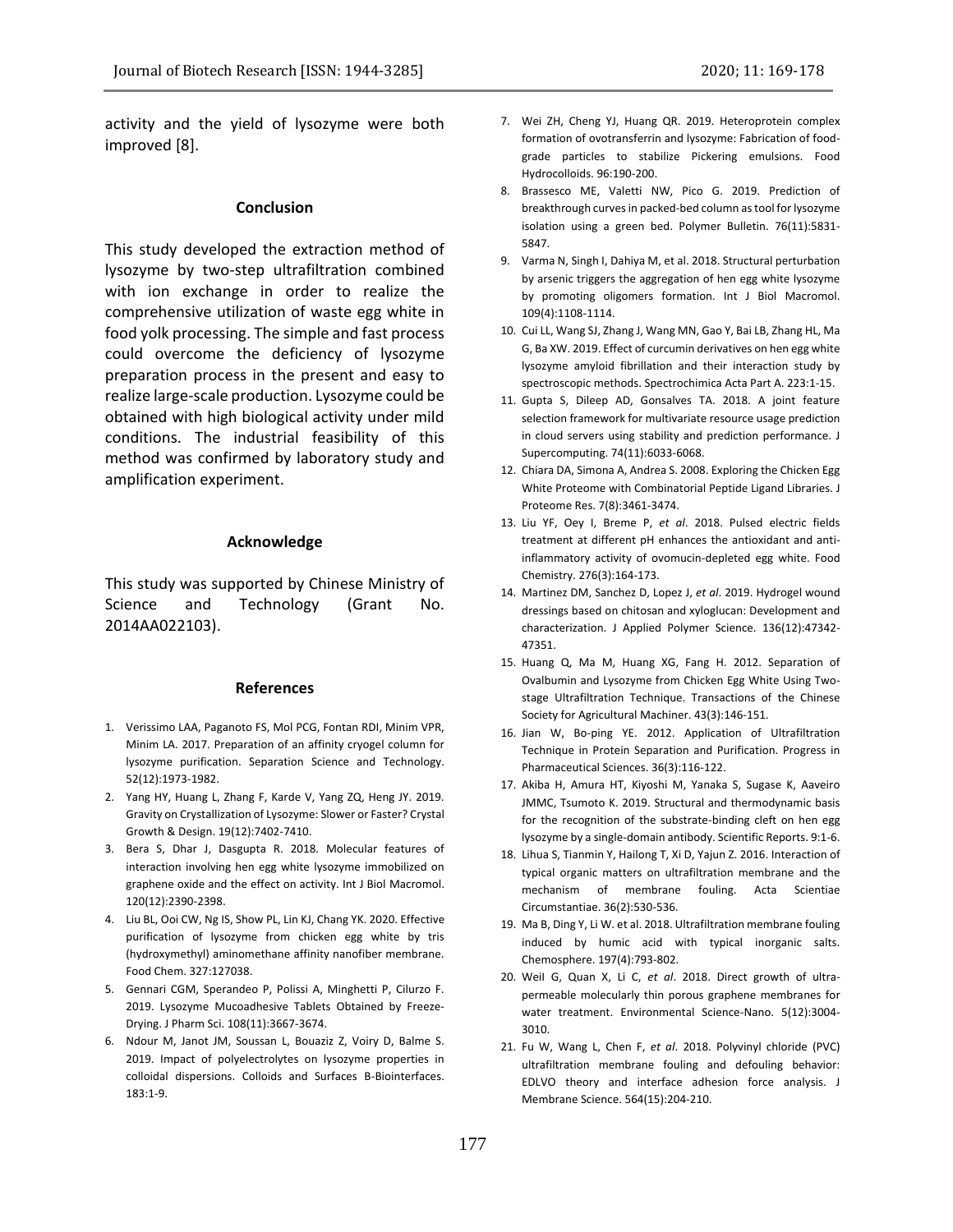activity and the yield of lysozyme were both improved [8].

## Conclusion

This study developed the extraction method of lysozyme by two-step ultrafiltration combined with ion exchange in order to realize the comprehensive utilization of waste egg white in food yolk processing. The simple and fast process could overcome the deficiency of lysozyme preparation process in the present and easy to realize large-scale production. Lysozyme could be obtained with high biological activity under mild conditions. The industrial feasibility of this method was confirmed by laboratory study and amplification experiment.

## Acknowledge

This study was supported by Chinese Ministry of Science and Technology (Grant No. 2014AA022103).

## References

1. Verissimo LAA, Paganoto FS, Mol PCG, Fontan RDI, Minim VPR, Minim LA. 2017. Preparation of an affinity cryogel column for lysozyme purification. Separation Science and Technology. 52(12):1973-1982.
2. Yang HY, Huang L, Zhang F, Karde V, Yang ZQ, Heng JY. 2019. Gravity on Crystallization of Lysozyme: Slower or Faster? Crystal Growth & Design. 19(12):7402-7410.
3. Bera S, Dhar J, Dasgupta R. 2018. Molecular features of interaction involving hen egg white lysozyme immobilized on graphene oxide and the effect on activity. Int J Biol Macromol. 120(12):2390-2398.
4. Liu BL, Ooi CW, Ng IS, Show PL, Lin KJ, Chang YK. 2020. Effective purification of lysozyme from chicken egg white by tris (hydroxymethyl) aminomethane affinity nanofiber membrane. Food Chem. 327:127038.
5. Gennari CGM, Sperandeo P, Polissi A, Minghetti P, Cilurzo F. 2019. Lysozyme Mucoadhesive Tablets Obtained by Freeze-Drying. J Pharm Sci. 108(11):3667-3674.
6. Ndour M, Janot JM, Soussan L, Bouaziz Z, Voiry D, Balme S. 2019. Impact of polyelectrolytes on lysozyme properties in colloidal dispersions. Colloids and Surfaces B-Biointerfaces. 183:1-9.
7. Wei ZH, Cheng YJ, Huang QR. 2019. Heteroprotein complex formation of ovotransferrin and lysozyme: Fabrication of food-grade particles to stabilize Pickering emulsions. Food Hydrocolloids. 96:190-200.
8. Brassesco ME, Valetti NW, Pico G. 2019. Prediction of breakthrough curves in packed-bed column as tool for lysozyme isolation using a green bed. Polymer Bulletin. 76(11):5831-5847.
9. Varma N, Singh I, Dahiya M, et al. 2018. Structural perturbation by arsenic triggers the aggregation of hen egg white lysozyme by promoting oligomers formation. Int J Biol Macromol. 109(4):1108-1114.
10. Cui LL, Wang SJ, Zhang J, Wang MN, Gao Y, Bai LB, Zhang HL, Ma G, Ba XW. 2019. Effect of curcumin derivatives on hen egg white lysozyme amyloid fibrillation and their interaction study by spectroscopic methods. Spectrochimica Acta Part A. 223:1-15.
11. Gupta S, Dileep AD, Gonsalves TA. 2018. A joint feature selection framework for multivariate resource usage prediction in cloud servers using stability and prediction performance. J Supercomputing. 74(11):6033-6068.
12. Chiara DA, Simona A, Andrea S. 2008. Exploring the Chicken Egg White Proteome with Combinatorial Peptide Ligand Libraries. J Proteome Res. 7(8):3461-3474.
13. Liu YF, Oey I, Breme P, *et al*. 2018. Pulsed electric fields treatment at different pH enhances the antioxidant and anti-inflammatory activity of ovomucin-depleted egg white. Food Chemistry. 276(3):164-173.
14. Martinez DM, Sanchez D, Lopez J, *et al*. 2019. Hydrogel wound dressings based on chitosan and xyloglucan: Development and characterization. J Applied Polymer Science. 136(12):47342-47351.
15. Huang Q, Ma M, Huang XG, Fang H. 2012. Separation of Ovalbumin and Lysozyme from Chicken Egg White Using Two-stage Ultrafiltration Technique. Transactions of the Chinese Society for Agricultural Machiner. 43(3):146-151.
16. Jian W, Bo-ping YE. 2012. Application of Ultrafiltration Technique in Protein Separation and Purification. Progress in Pharmaceutical Sciences. 36(3):116-122.
17. Akiba H, Amura HT, Kiyoshi M, Yanaka S, Sugase K, Aaveiro JMMC, Tsumoto K. 2019. Structural and thermodynamic basis for the recognition of the substrate-binding cleft on hen egg lysozyme by a single-domain antibody. Scientific Reports. 9:1-6.
18. Lihua S, Tianmin Y, Hailong T, Xi D, Yajun Z. 2016. Interaction of typical organic matters on ultrafiltration membrane and the mechanism of membrane fouling. Acta Scientiae Circumstantiae. 36(2):530-536.
19. Ma B, Ding Y, Li W. et al. 2018. Ultrafiltration membrane fouling induced by humic acid with typical inorganic salts. Chemosphere. 197(4):793-802.
20. Weil G, Quan X, Li C, *et al*. 2018. Direct growth of ultra-permeable molecularly thin porous graphene membranes for water treatment. Environmental Science-Nano. 5(12):3004-3010.
21. Fu W, Wang L, Chen F, *et al*. 2018. Polyvinyl chloride (PVC) ultrafiltration membrane fouling and defouling behavior: EDLVO theory and interface adhesion force analysis. J Membrane Science. 564(15):204-210.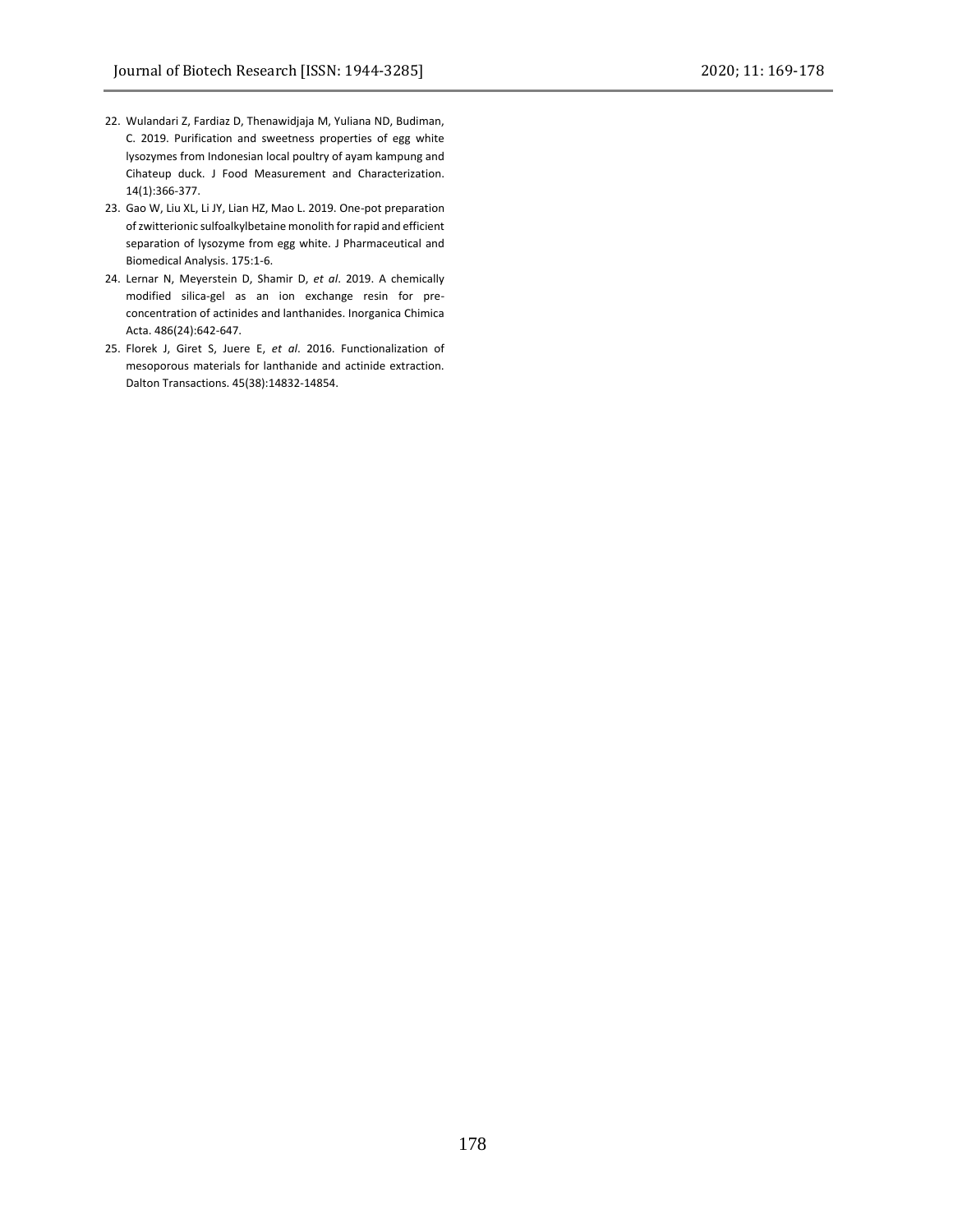22. Wulandari Z, Fardiaz D, Thenawidjaja M, Yuliana ND, Budiman, C. 2019. Purification and sweetness properties of egg white lysozymes from Indonesian local poultry of ayam kampung and Cihateup duck. J Food Measurement and Characterization. 14(1):366-377.
23. Gao W, Liu XL, Li JY, Lian HZ, Mao L. 2019. One-pot preparation of zwitterionic sulfoalkylbetaine monolith for rapid and efficient separation of lysozyme from egg white. J Pharmaceutical and Biomedical Analysis. 175:1-6.
24. Lernar N, Meyerstein D, Shamir D, *et al*. 2019. A chemically modified silica-gel as an ion exchange resin for pre-concentration of actinides and lanthanides. Inorganica Chimica Acta. 486(24):642-647.
25. Florek J, Giret S, Juere E, *et al*. 2016. Functionalization of mesoporous materials for lanthanide and actinide extraction. Dalton Transactions. 45(38):14832-14854.